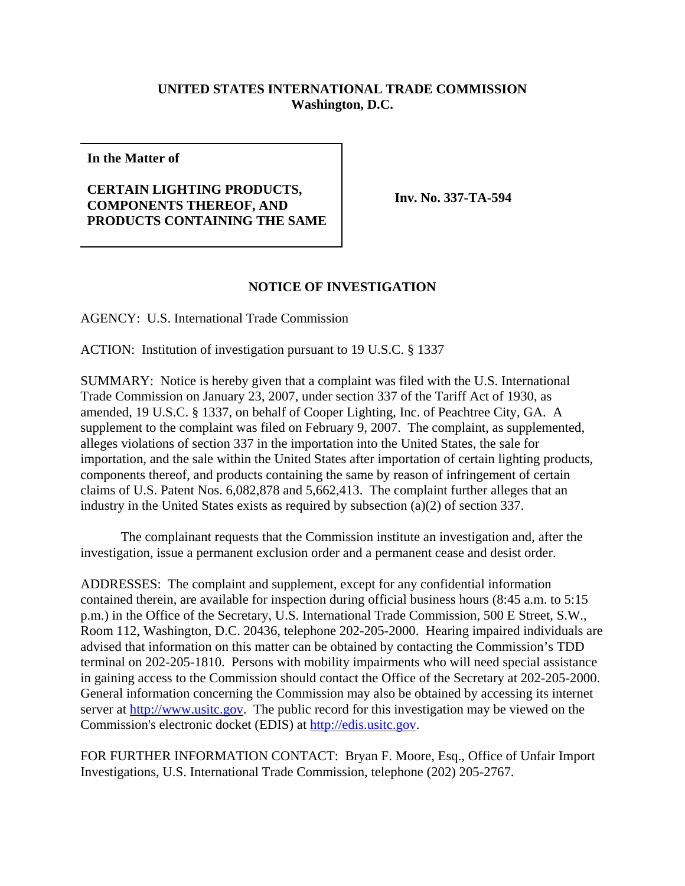**UNITED STATES INTERNATIONAL TRADE COMMISSION**
**Washington, D.C.**

| **In the Matter of** **CERTAIN LIGHTING PRODUCTS, COMPONENTS THEREOF, AND PRODUCTS CONTAINING THE SAME** | **Inv. No. 337-TA-594** |
| --- | --- |

## NOTICE OF INVESTIGATION

AGENCY: U.S. International Trade Commission

ACTION: Institution of investigation pursuant to 19 U.S.C. § 1337

SUMMARY: Notice is hereby given that a complaint was filed with the U.S. International Trade Commission on January 23, 2007, under section 337 of the Tariff Act of 1930, as amended, 19 U.S.C. § 1337, on behalf of Cooper Lighting, Inc. of Peachtree City, GA. A supplement to the complaint was filed on February 9, 2007. The complaint, as supplemented, alleges violations of section 337 in the importation into the United States, the sale for importation, and the sale within the United States after importation of certain lighting products, components thereof, and products containing the same by reason of infringement of certain claims of U.S. Patent Nos. 6,082,878 and 5,662,413. The complaint further alleges that an industry in the United States exists as required by subsection (a)(2) of section 337.

The complainant requests that the Commission institute an investigation and, after the investigation, issue a permanent exclusion order and a permanent cease and desist order.

ADDRESSES: The complaint and supplement, except for any confidential information contained therein, are available for inspection during official business hours (8:45 a.m. to 5:15 p.m.) in the Office of the Secretary, U.S. International Trade Commission, 500 E Street, S.W., Room 112, Washington, D.C. 20436, telephone 202-205-2000. Hearing impaired individuals are advised that information on this matter can be obtained by contacting the Commission's TDD terminal on 202-205-1810. Persons with mobility impairments who will need special assistance in gaining access to the Commission should contact the Office of the Secretary at 202-205-2000. General information concerning the Commission may also be obtained by accessing its internet server at http://www.usitc.gov. The public record for this investigation may be viewed on the Commission's electronic docket (EDIS) at http://edis.usitc.gov.

FOR FURTHER INFORMATION CONTACT: Bryan F. Moore, Esq., Office of Unfair Import Investigations, U.S. International Trade Commission, telephone (202) 205-2767.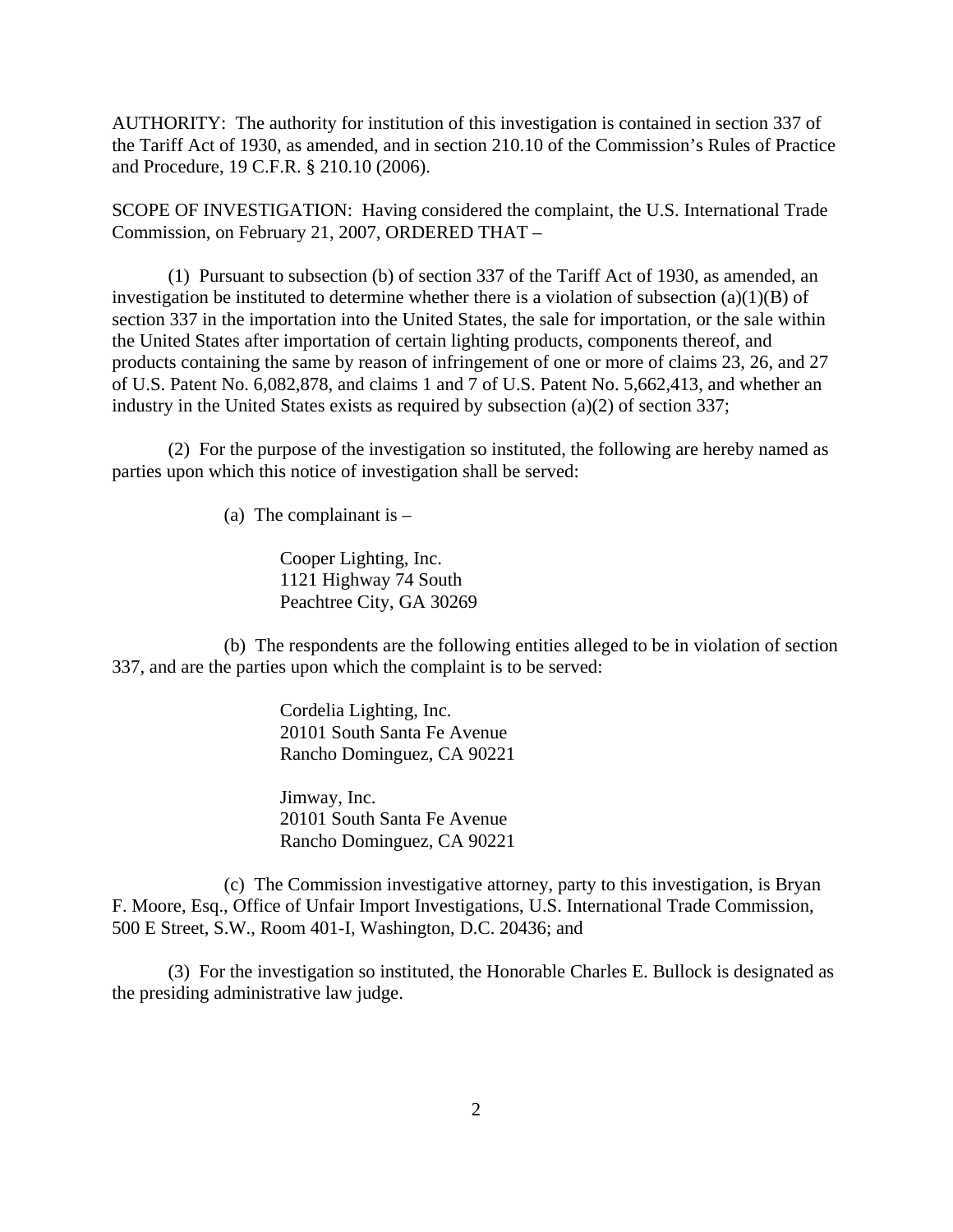AUTHORITY: The authority for institution of this investigation is contained in section 337 of the Tariff Act of 1930, as amended, and in section 210.10 of the Commission's Rules of Practice and Procedure, 19 C.F.R. § 210.10 (2006).

SCOPE OF INVESTIGATION: Having considered the complaint, the U.S. International Trade Commission, on February 21, 2007, ORDERED THAT –

(1) Pursuant to subsection (b) of section 337 of the Tariff Act of 1930, as amended, an investigation be instituted to determine whether there is a violation of subsection (a)(1)(B) of section 337 in the importation into the United States, the sale for importation, or the sale within the United States after importation of certain lighting products, components thereof, and products containing the same by reason of infringement of one or more of claims 23, 26, and 27 of U.S. Patent No. 6,082,878, and claims 1 and 7 of U.S. Patent No. 5,662,413, and whether an industry in the United States exists as required by subsection (a)(2) of section 337;

(2) For the purpose of the investigation so instituted, the following are hereby named as parties upon which this notice of investigation shall be served:

(a) The complainant is –

Cooper Lighting, Inc.
1121 Highway 74 South
Peachtree City, GA 30269

(b) The respondents are the following entities alleged to be in violation of section 337, and are the parties upon which the complaint is to be served:

Cordelia Lighting, Inc.
20101 South Santa Fe Avenue
Rancho Dominguez, CA 90221

Jimway, Inc.
20101 South Santa Fe Avenue
Rancho Dominguez, CA 90221

(c) The Commission investigative attorney, party to this investigation, is Bryan F. Moore, Esq., Office of Unfair Import Investigations, U.S. International Trade Commission, 500 E Street, S.W., Room 401-I, Washington, D.C. 20436; and

(3) For the investigation so instituted, the Honorable Charles E. Bullock is designated as the presiding administrative law judge.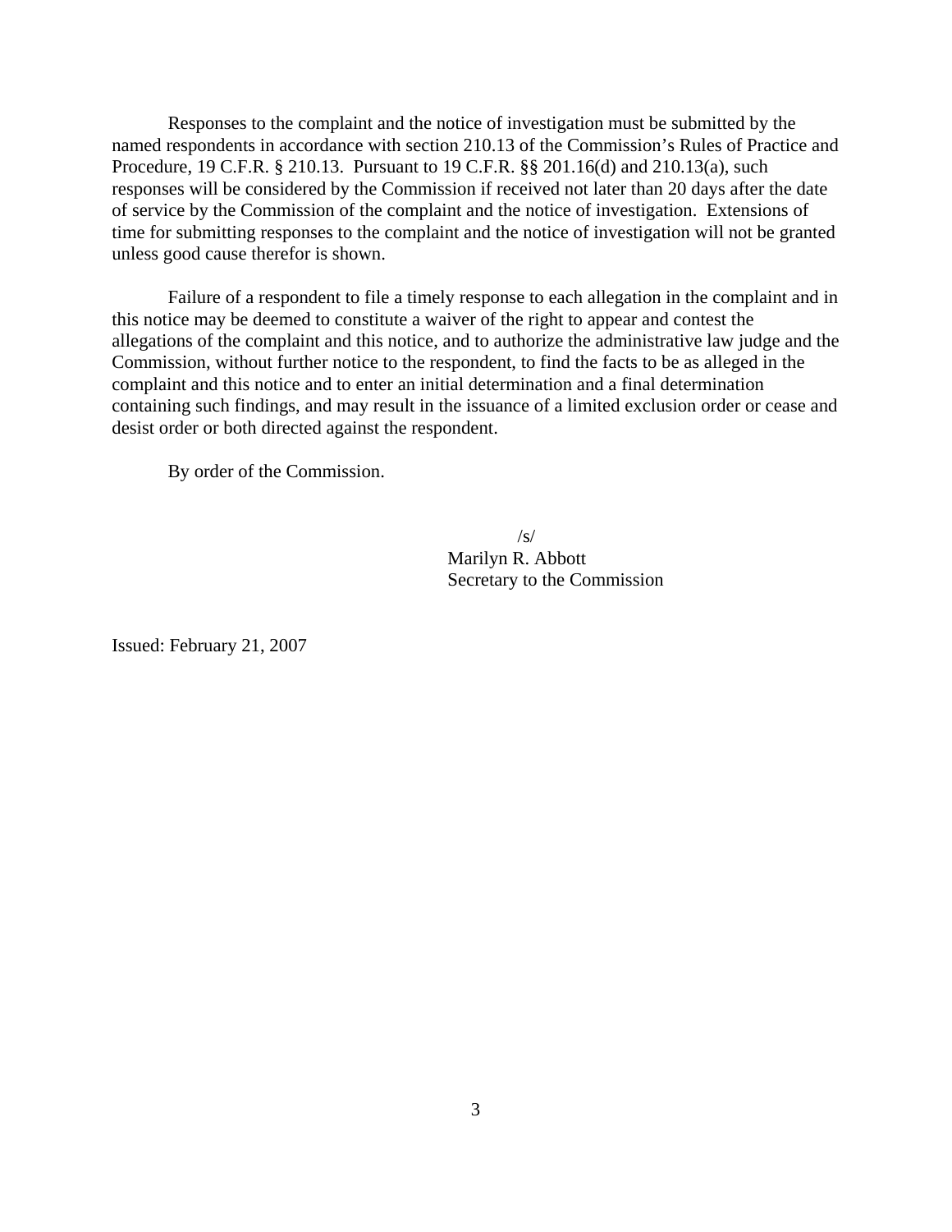Responses to the complaint and the notice of investigation must be submitted by the named respondents in accordance with section 210.13 of the Commission's Rules of Practice and Procedure, 19 C.F.R. § 210.13. Pursuant to 19 C.F.R. §§ 201.16(d) and 210.13(a), such responses will be considered by the Commission if received not later than 20 days after the date of service by the Commission of the complaint and the notice of investigation. Extensions of time for submitting responses to the complaint and the notice of investigation will not be granted unless good cause therefor is shown.

Failure of a respondent to file a timely response to each allegation in the complaint and in this notice may be deemed to constitute a waiver of the right to appear and contest the allegations of the complaint and this notice, and to authorize the administrative law judge and the Commission, without further notice to the respondent, to find the facts to be as alleged in the complaint and this notice and to enter an initial determination and a final determination containing such findings, and may result in the issuance of a limited exclusion order or cease and desist order or both directed against the respondent.

By order of the Commission.

/s/
Marilyn R. Abbott
Secretary to the Commission

Issued: February 21, 2007